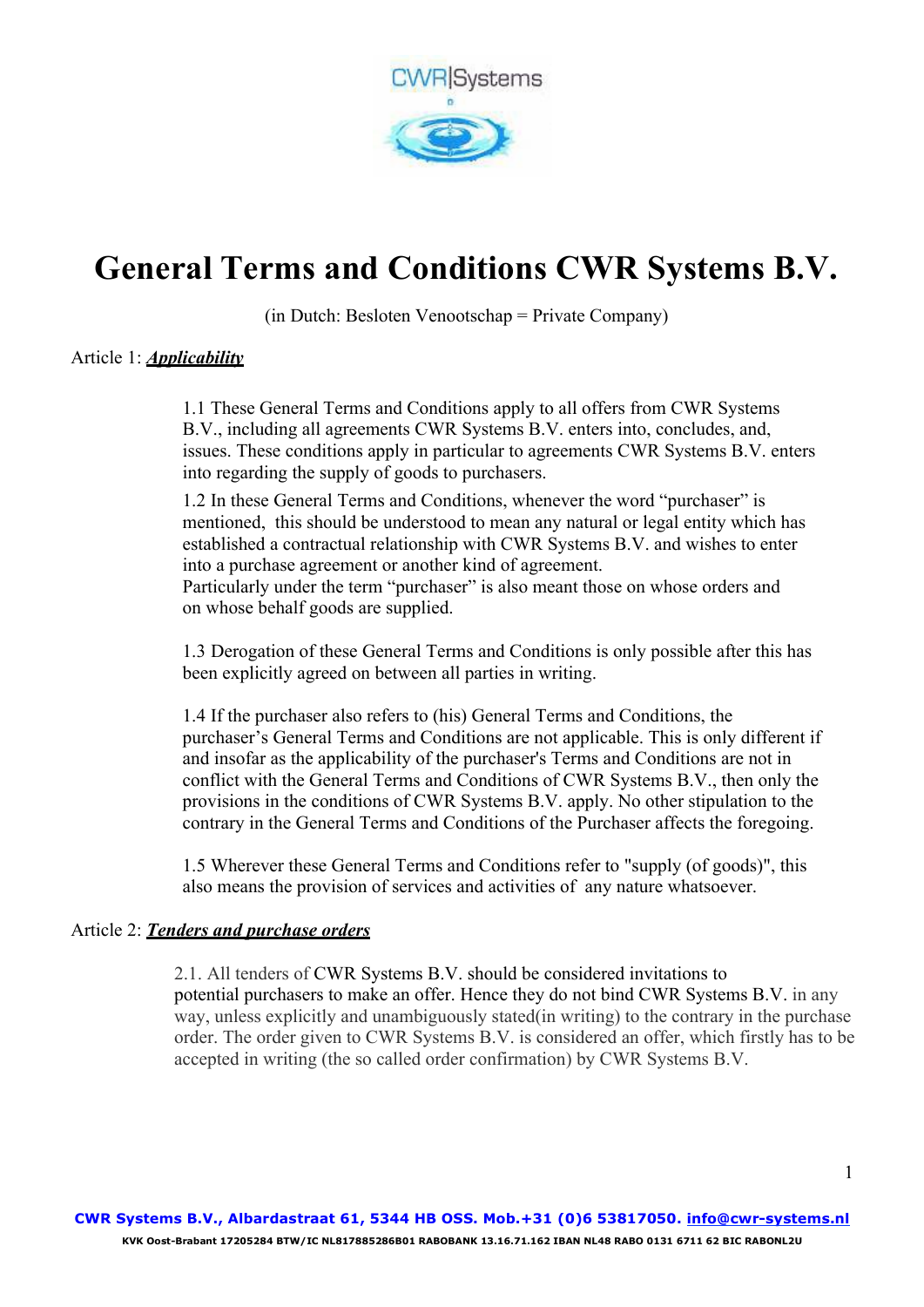# General Terms and Conditions CWR Systems B.V.

(in Dutch: Besloten Venootschap = Private Company)

Article 1: ***Applicability***

1.1 These General Terms and Conditions apply to all offers from CWR Systems B.V., including all agreements CWR Systems B.V. enters into, concludes, and, issues. These conditions apply in particular to agreements CWR Systems B.V. enters into regarding the supply of goods to purchasers.

1.2 In these General Terms and Conditions, whenever the word "purchaser" is mentioned, this should be understood to mean any natural or legal entity which has established a contractual relationship with CWR Systems B.V. and wishes to enter into a purchase agreement or another kind of agreement.
Particularly under the term "purchaser" is also meant those on whose orders and on whose behalf goods are supplied.

1.3 Derogation of these General Terms and Conditions is only possible after this has been explicitly agreed on between all parties in writing.

1.4 If the purchaser also refers to (his) General Terms and Conditions, the purchaser's General Terms and Conditions are not applicable. This is only different if and insofar as the applicability of the purchaser's Terms and Conditions are not in conflict with the General Terms and Conditions of CWR Systems B.V., then only the provisions in the conditions of CWR Systems B.V. apply. No other stipulation to the contrary in the General Terms and Conditions of the Purchaser affects the foregoing.

1.5 Wherever these General Terms and Conditions refer to "supply (of goods)", this also means the provision of services and activities of any nature whatsoever.

Article 2: ***Tenders and purchase orders***

2.1. All tenders of CWR Systems B.V. should be considered invitations to potential purchasers to make an offer. Hence they do not bind CWR Systems B.V. in any way, unless explicitly and unambiguously stated(in writing) to the contrary in the purchase order. The order given to CWR Systems B.V. is considered an offer, which firstly has to be accepted in writing (the so called order confirmation) by CWR Systems B.V.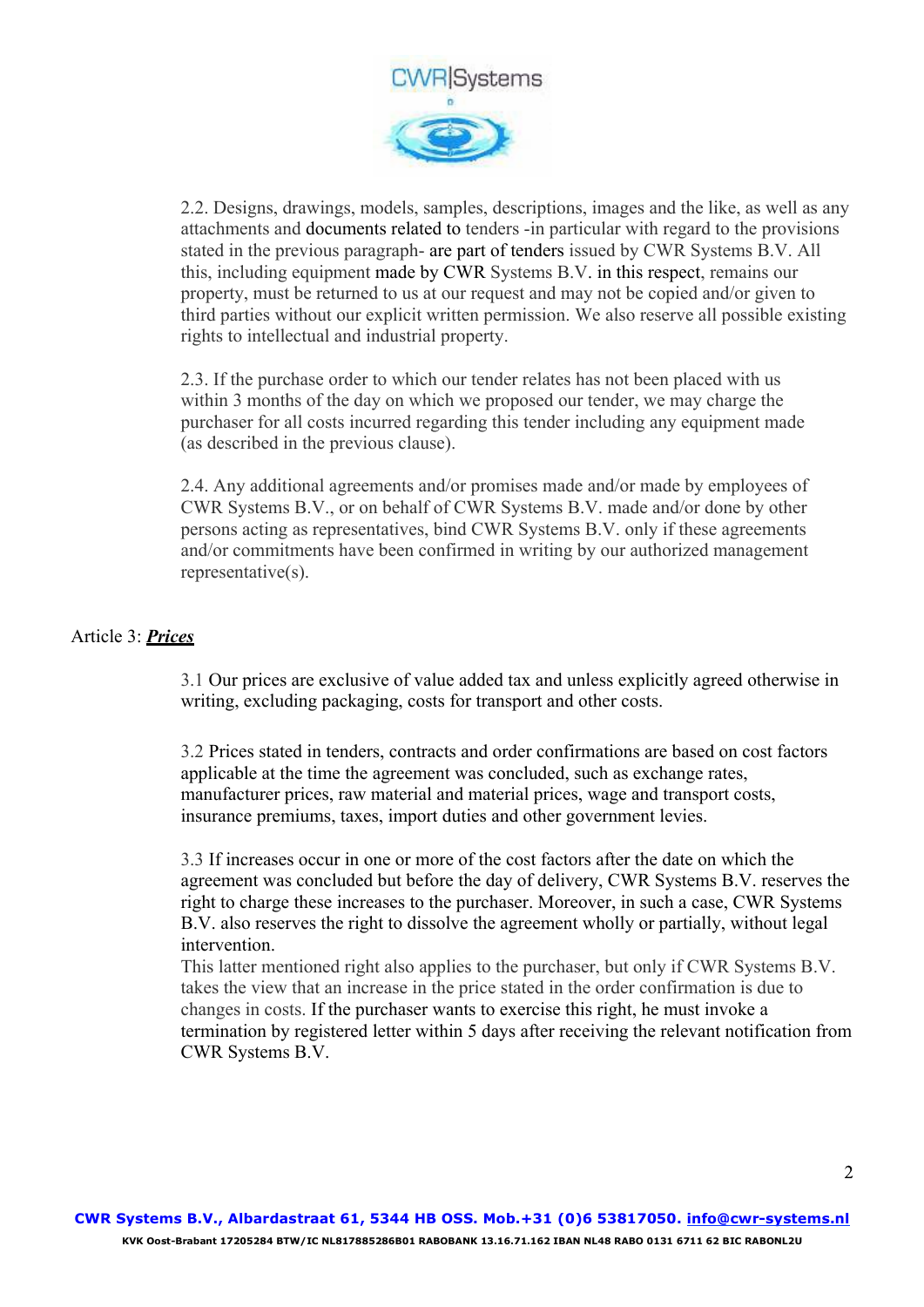2.2. Designs, drawings, models, samples, descriptions, images and the like, as well as any attachments and documents related to tenders -in particular with regard to the provisions stated in the previous paragraph- are part of tenders issued by CWR Systems B.V. All this, including equipment made by CWR Systems B.V. in this respect, remains our property, must be returned to us at our request and may not be copied and/or given to third parties without our explicit written permission. We also reserve all possible existing rights to intellectual and industrial property.

2.3. If the purchase order to which our tender relates has not been placed with us within 3 months of the day on which we proposed our tender, we may charge the purchaser for all costs incurred regarding this tender including any equipment made (as described in the previous clause).

2.4. Any additional agreements and/or promises made and/or made by employees of CWR Systems B.V., or on behalf of CWR Systems B.V. made and/or done by other persons acting as representatives, bind CWR Systems B.V. only if these agreements and/or commitments have been confirmed in writing by our authorized management representative(s).

## Article 3: ***Prices***

3.1 Our prices are exclusive of value added tax and unless explicitly agreed otherwise in writing, excluding packaging, costs for transport and other costs.

3.2 Prices stated in tenders, contracts and order confirmations are based on cost factors applicable at the time the agreement was concluded, such as exchange rates, manufacturer prices, raw material and material prices, wage and transport costs, insurance premiums, taxes, import duties and other government levies.

3.3 If increases occur in one or more of the cost factors after the date on which the agreement was concluded but before the day of delivery, CWR Systems B.V. reserves the right to charge these increases to the purchaser. Moreover, in such a case, CWR Systems B.V. also reserves the right to dissolve the agreement wholly or partially, without legal intervention.
This latter mentioned right also applies to the purchaser, but only if CWR Systems B.V. takes the view that an increase in the price stated in the order confirmation is due to changes in costs. If the purchaser wants to exercise this right, he must invoke a termination by registered letter within 5 days after receiving the relevant notification from CWR Systems B.V.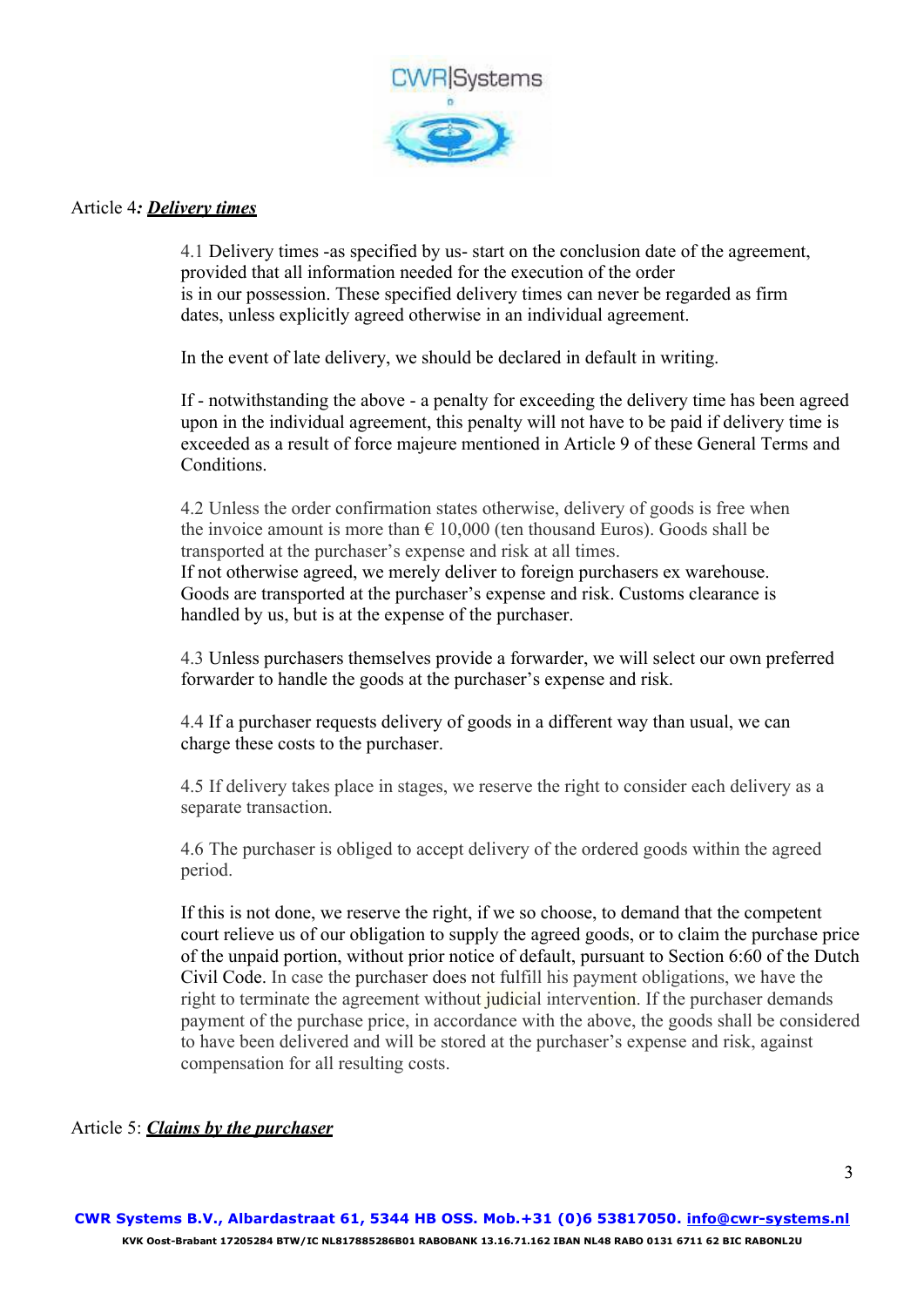Article 4*: **Delivery times***

4.1 Delivery times -as specified by us- start on the conclusion date of the agreement, provided that all information needed for the execution of the order is in our possession. These specified delivery times can never be regarded as firm dates, unless explicitly agreed otherwise in an individual agreement.

In the event of late delivery, we should be declared in default in writing.

If - notwithstanding the above - a penalty for exceeding the delivery time has been agreed upon in the individual agreement, this penalty will not have to be paid if delivery time is exceeded as a result of force majeure mentioned in Article 9 of these General Terms and Conditions.

4.2 Unless the order confirmation states otherwise, delivery of goods is free when the invoice amount is more than € 10,000 (ten thousand Euros). Goods shall be transported at the purchaser's expense and risk at all times.
If not otherwise agreed, we merely deliver to foreign purchasers ex warehouse. Goods are transported at the purchaser's expense and risk. Customs clearance is handled by us, but is at the expense of the purchaser.

4.3 Unless purchasers themselves provide a forwarder, we will select our own preferred forwarder to handle the goods at the purchaser's expense and risk.

4.4 If a purchaser requests delivery of goods in a different way than usual, we can charge these costs to the purchaser.

4.5 If delivery takes place in stages, we reserve the right to consider each delivery as a separate transaction.

4.6 The purchaser is obliged to accept delivery of the ordered goods within the agreed period.

If this is not done, we reserve the right, if we so choose, to demand that the competent court relieve us of our obligation to supply the agreed goods, or to claim the purchase price of the unpaid portion, without prior notice of default, pursuant to Section 6:60 of the Dutch Civil Code. In case the purchaser does not fulfill his payment obligations, we have the right to terminate the agreement without judicial intervention. If the purchaser demands payment of the purchase price, in accordance with the above, the goods shall be considered to have been delivered and will be stored at the purchaser's expense and risk, against compensation for all resulting costs.

Article 5: ***Claims by the purchaser***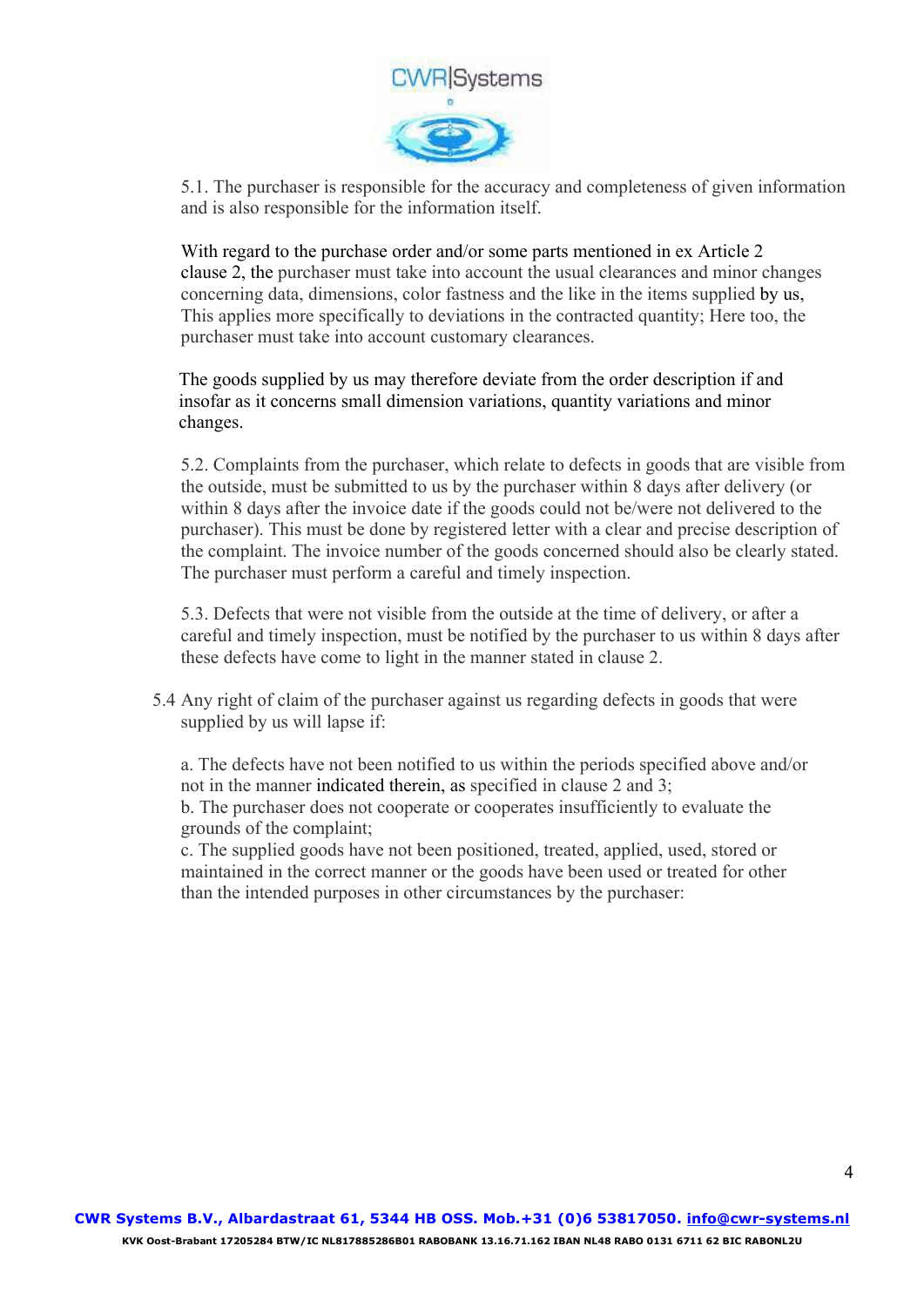5.1. The purchaser is responsible for the accuracy and completeness of given information and is also responsible for the information itself.

With regard to the purchase order and/or some parts mentioned in ex Article 2 clause 2, the purchaser must take into account the usual clearances and minor changes concerning data, dimensions, color fastness and the like in the items supplied by us, This applies more specifically to deviations in the contracted quantity; Here too, the purchaser must take into account customary clearances.

The goods supplied by us may therefore deviate from the order description if and insofar as it concerns small dimension variations, quantity variations and minor changes.

5.2. Complaints from the purchaser, which relate to defects in goods that are visible from the outside, must be submitted to us by the purchaser within 8 days after delivery (or within 8 days after the invoice date if the goods could not be/were not delivered to the purchaser). This must be done by registered letter with a clear and precise description of the complaint. The invoice number of the goods concerned should also be clearly stated. The purchaser must perform a careful and timely inspection.

5.3. Defects that were not visible from the outside at the time of delivery, or after a careful and timely inspection, must be notified by the purchaser to us within 8 days after these defects have come to light in the manner stated in clause 2.

5.4 Any right of claim of the purchaser against us regarding defects in goods that were supplied by us will lapse if:

a. The defects have not been notified to us within the periods specified above and/or not in the manner indicated therein, as specified in clause 2 and 3;
b. The purchaser does not cooperate or cooperates insufficiently to evaluate the grounds of the complaint;
c. The supplied goods have not been positioned, treated, applied, used, stored or maintained in the correct manner or the goods have been used or treated for other than the intended purposes in other circumstances by the purchaser: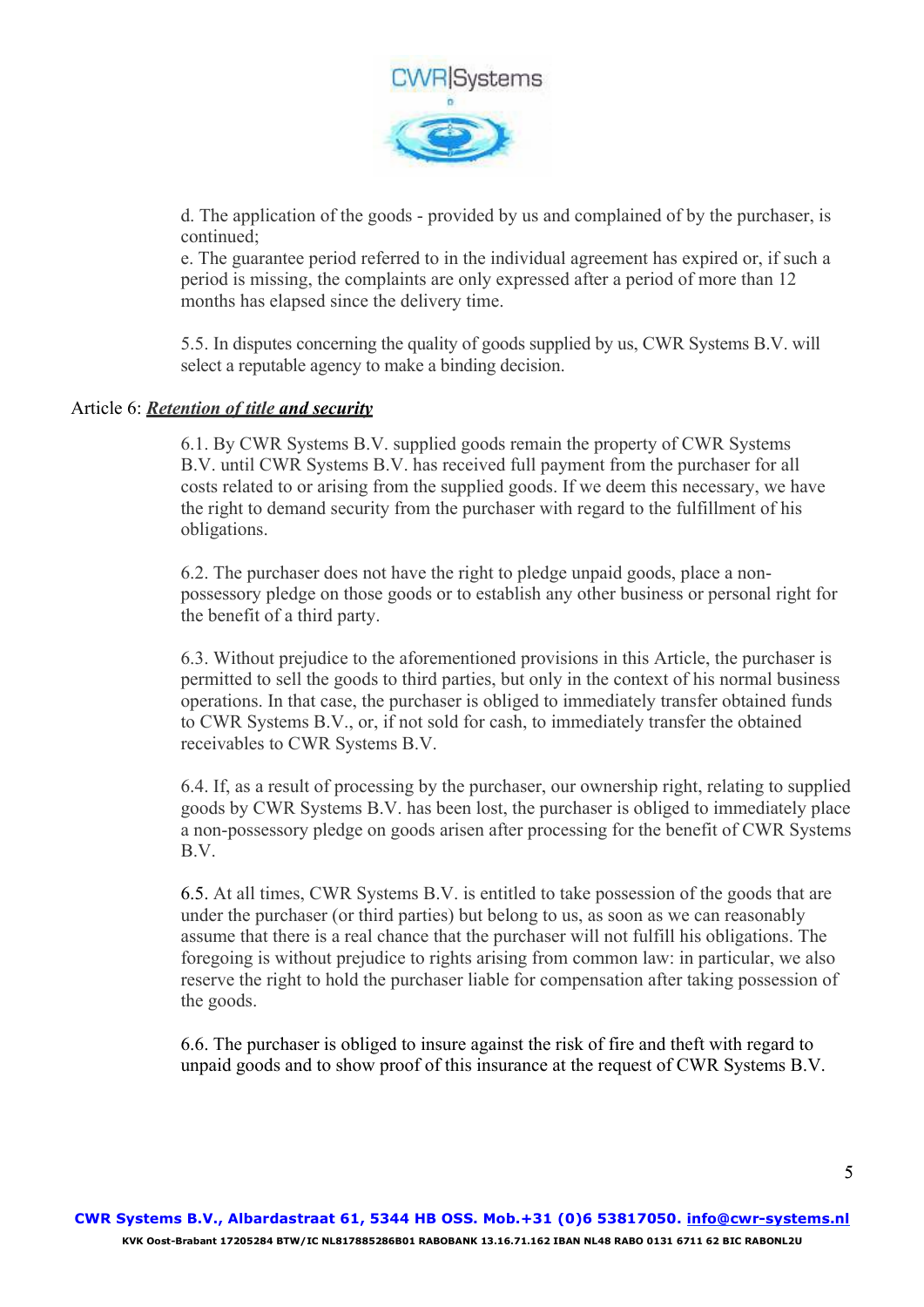d. The application of the goods - provided by us and complained of by the purchaser, is continued;

e. The guarantee period referred to in the individual agreement has expired or, if such a period is missing, the complaints are only expressed after a period of more than 12 months has elapsed since the delivery time.

5.5. In disputes concerning the quality of goods supplied by us, CWR Systems B.V. will select a reputable agency to make a binding decision.

## Article 6: ***Retention of title and security***

6.1. By CWR Systems B.V. supplied goods remain the property of CWR Systems B.V. until CWR Systems B.V. has received full payment from the purchaser for all costs related to or arising from the supplied goods. If we deem this necessary, we have the right to demand security from the purchaser with regard to the fulfillment of his obligations.

6.2. The purchaser does not have the right to pledge unpaid goods, place a non-possessory pledge on those goods or to establish any other business or personal right for the benefit of a third party.

6.3. Without prejudice to the aforementioned provisions in this Article, the purchaser is permitted to sell the goods to third parties, but only in the context of his normal business operations. In that case, the purchaser is obliged to immediately transfer obtained funds to CWR Systems B.V., or, if not sold for cash, to immediately transfer the obtained receivables to CWR Systems B.V.

6.4. If, as a result of processing by the purchaser, our ownership right, relating to supplied goods by CWR Systems B.V. has been lost, the purchaser is obliged to immediately place a non-possessory pledge on goods arisen after processing for the benefit of CWR Systems B.V.

6.5. At all times, CWR Systems B.V. is entitled to take possession of the goods that are under the purchaser (or third parties) but belong to us, as soon as we can reasonably assume that there is a real chance that the purchaser will not fulfill his obligations. The foregoing is without prejudice to rights arising from common law: in particular, we also reserve the right to hold the purchaser liable for compensation after taking possession of the goods.

6.6. The purchaser is obliged to insure against the risk of fire and theft with regard to unpaid goods and to show proof of this insurance at the request of CWR Systems B.V.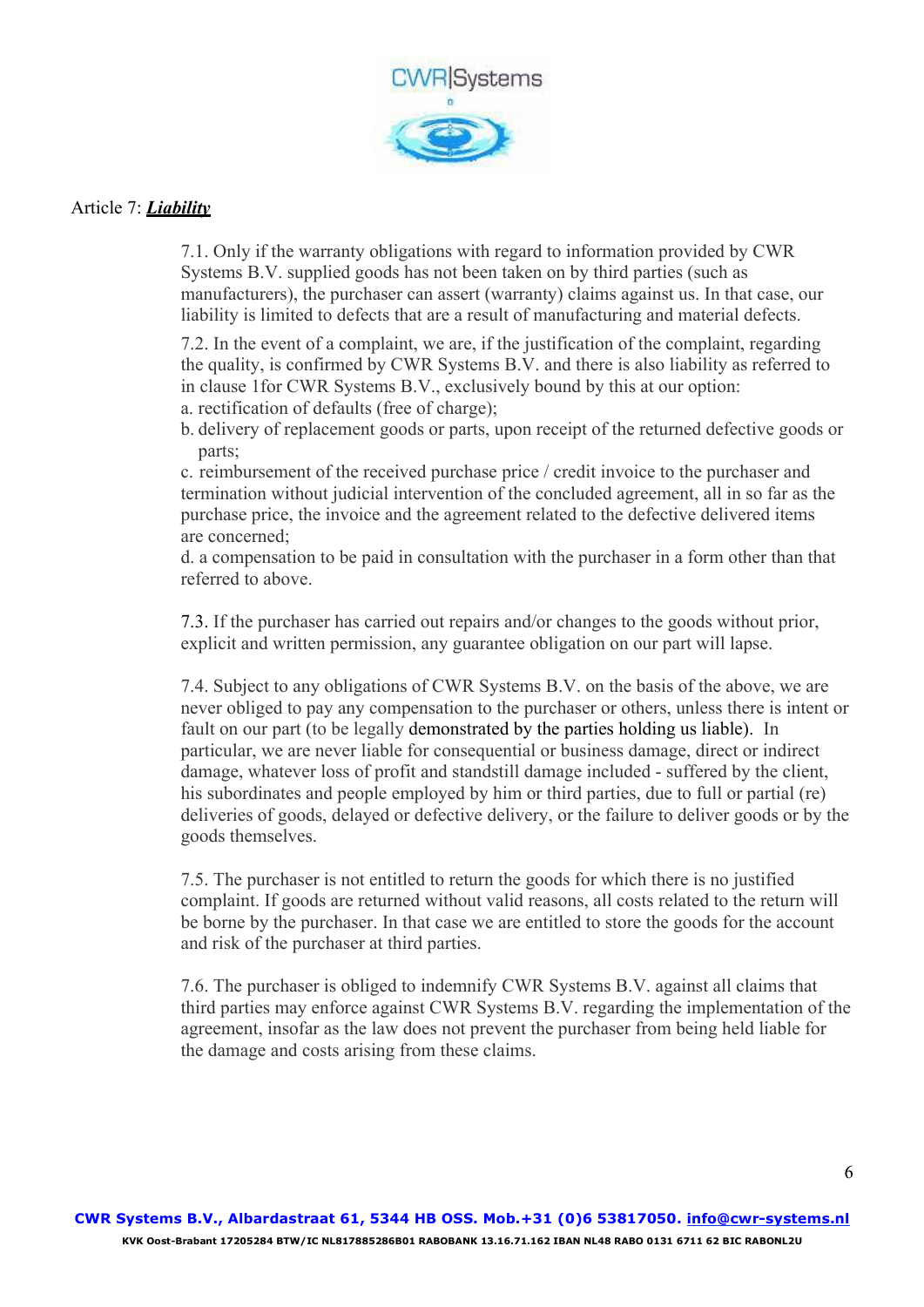Article 7: ***Liability***

7.1. Only if the warranty obligations with regard to information provided by CWR Systems B.V. supplied goods has not been taken on by third parties (such as manufacturers), the purchaser can assert (warranty) claims against us. In that case, our liability is limited to defects that are a result of manufacturing and material defects.

7.2. In the event of a complaint, we are, if the justification of the complaint, regarding the quality, is confirmed by CWR Systems B.V. and there is also liability as referred to in clause 1for CWR Systems B.V., exclusively bound by this at our option:

a. rectification of defaults (free of charge);

b. delivery of replacement goods or parts, upon receipt of the returned defective goods or parts;

c. reimbursement of the received purchase price / credit invoice to the purchaser and termination without judicial intervention of the concluded agreement, all in so far as the purchase price, the invoice and the agreement related to the defective delivered items are concerned;

d. a compensation to be paid in consultation with the purchaser in a form other than that referred to above.

7.3. If the purchaser has carried out repairs and/or changes to the goods without prior, explicit and written permission, any guarantee obligation on our part will lapse.

7.4. Subject to any obligations of CWR Systems B.V. on the basis of the above, we are never obliged to pay any compensation to the purchaser or others, unless there is intent or fault on our part (to be legally demonstrated by the parties holding us liable). In particular, we are never liable for consequential or business damage, direct or indirect damage, whatever loss of profit and standstill damage included - suffered by the client, his subordinates and people employed by him or third parties, due to full or partial (re) deliveries of goods, delayed or defective delivery, or the failure to deliver goods or by the goods themselves.

7.5. The purchaser is not entitled to return the goods for which there is no justified complaint. If goods are returned without valid reasons, all costs related to the return will be borne by the purchaser. In that case we are entitled to store the goods for the account and risk of the purchaser at third parties.

7.6. The purchaser is obliged to indemnify CWR Systems B.V. against all claims that third parties may enforce against CWR Systems B.V. regarding the implementation of the agreement, insofar as the law does not prevent the purchaser from being held liable for the damage and costs arising from these claims.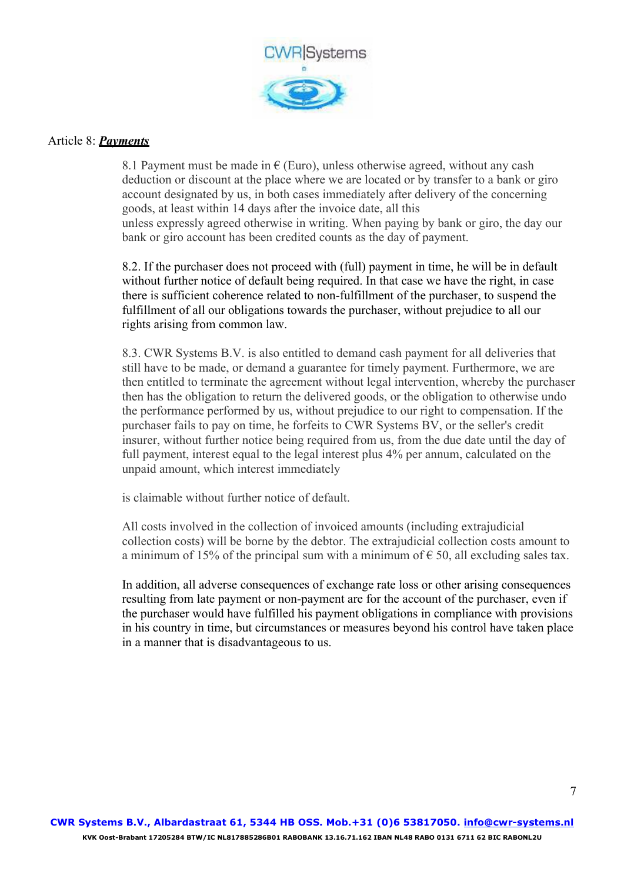Article 8: ***Payments***

8.1 Payment must be made in € (Euro), unless otherwise agreed, without any cash deduction or discount at the place where we are located or by transfer to a bank or giro account designated by us, in both cases immediately after delivery of the concerning goods, at least within 14 days after the invoice date, all this unless expressly agreed otherwise in writing. When paying by bank or giro, the day our bank or giro account has been credited counts as the day of payment.

8.2. If the purchaser does not proceed with (full) payment in time, he will be in default without further notice of default being required. In that case we have the right, in case there is sufficient coherence related to non-fulfillment of the purchaser, to suspend the fulfillment of all our obligations towards the purchaser, without prejudice to all our rights arising from common law.

8.3. CWR Systems B.V. is also entitled to demand cash payment for all deliveries that still have to be made, or demand a guarantee for timely payment. Furthermore, we are then entitled to terminate the agreement without legal intervention, whereby the purchaser then has the obligation to return the delivered goods, or the obligation to otherwise undo the performance performed by us, without prejudice to our right to compensation. If the purchaser fails to pay on time, he forfeits to CWR Systems BV, or the seller's credit insurer, without further notice being required from us, from the due date until the day of full payment, interest equal to the legal interest plus 4% per annum, calculated on the unpaid amount, which interest immediately

is claimable without further notice of default.

All costs involved in the collection of invoiced amounts (including extrajudicial collection costs) will be borne by the debtor. The extrajudicial collection costs amount to a minimum of 15% of the principal sum with a minimum of € 50, all excluding sales tax.

In addition, all adverse consequences of exchange rate loss or other arising consequences resulting from late payment or non-payment are for the account of the purchaser, even if the purchaser would have fulfilled his payment obligations in compliance with provisions in his country in time, but circumstances or measures beyond his control have taken place in a manner that is disadvantageous to us.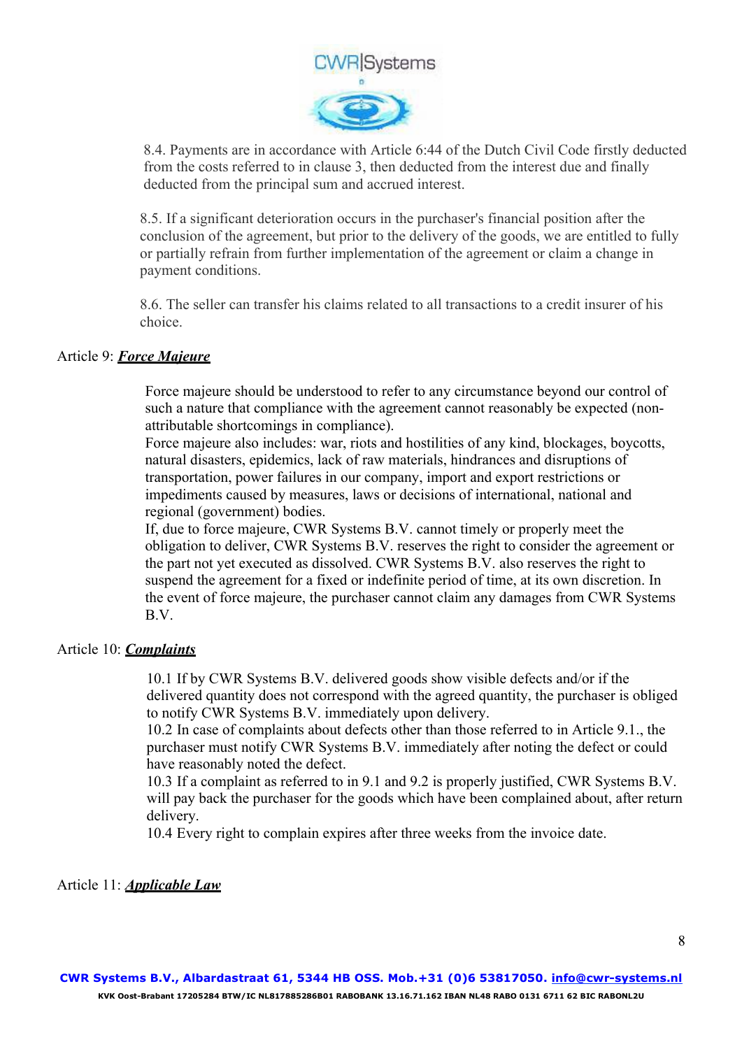8.4. Payments are in accordance with Article 6:44 of the Dutch Civil Code firstly deducted from the costs referred to in clause 3, then deducted from the interest due and finally deducted from the principal sum and accrued interest.

8.5. If a significant deterioration occurs in the purchaser's financial position after the conclusion of the agreement, but prior to the delivery of the goods, we are entitled to fully or partially refrain from further implementation of the agreement or claim a change in payment conditions.

8.6. The seller can transfer his claims related to all transactions to a credit insurer of his choice.

Article 9: ***Force Majeure***

Force majeure should be understood to refer to any circumstance beyond our control of such a nature that compliance with the agreement cannot reasonably be expected (non-attributable shortcomings in compliance).
Force majeure also includes: war, riots and hostilities of any kind, blockages, boycotts, natural disasters, epidemics, lack of raw materials, hindrances and disruptions of transportation, power failures in our company, import and export restrictions or impediments caused by measures, laws or decisions of international, national and regional (government) bodies.
If, due to force majeure, CWR Systems B.V. cannot timely or properly meet the obligation to deliver, CWR Systems B.V. reserves the right to consider the agreement or the part not yet executed as dissolved. CWR Systems B.V. also reserves the right to suspend the agreement for a fixed or indefinite period of time, at its own discretion. In the event of force majeure, the purchaser cannot claim any damages from CWR Systems B.V.

Article 10: ***Complaints***

10.1 If by CWR Systems B.V. delivered goods show visible defects and/or if the delivered quantity does not correspond with the agreed quantity, the purchaser is obliged to notify CWR Systems B.V. immediately upon delivery.
10.2 In case of complaints about defects other than those referred to in Article 9.1., the purchaser must notify CWR Systems B.V. immediately after noting the defect or could have reasonably noted the defect.
10.3 If a complaint as referred to in 9.1 and 9.2 is properly justified, CWR Systems B.V. will pay back the purchaser for the goods which have been complained about, after return delivery.
10.4 Every right to complain expires after three weeks from the invoice date.

Article 11: ***Applicable Law***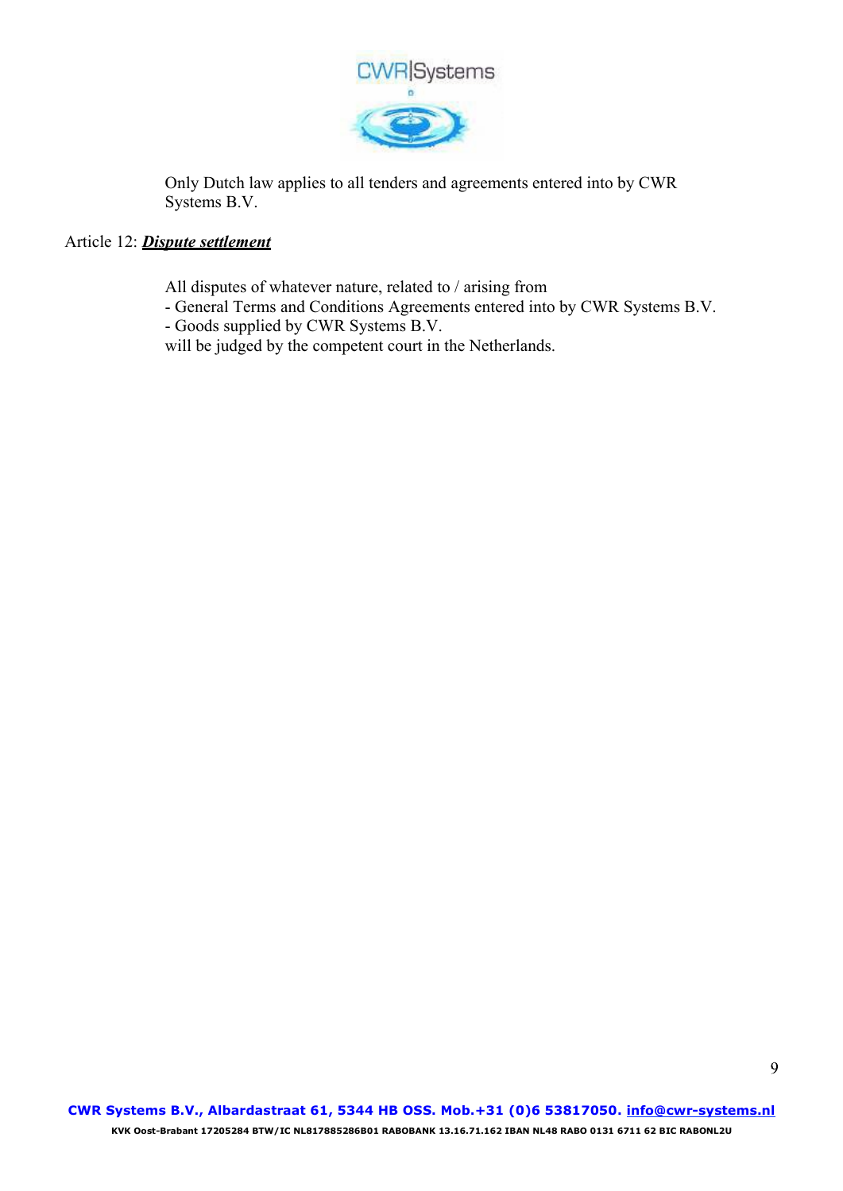Only Dutch law applies to all tenders and agreements entered into by CWR Systems B.V.

Article 12: ***Dispute settlement***

All disputes of whatever nature, related to / arising from
- General Terms and Conditions Agreements entered into by CWR Systems B.V.
- Goods supplied by CWR Systems B.V.

will be judged by the competent court in the Netherlands.